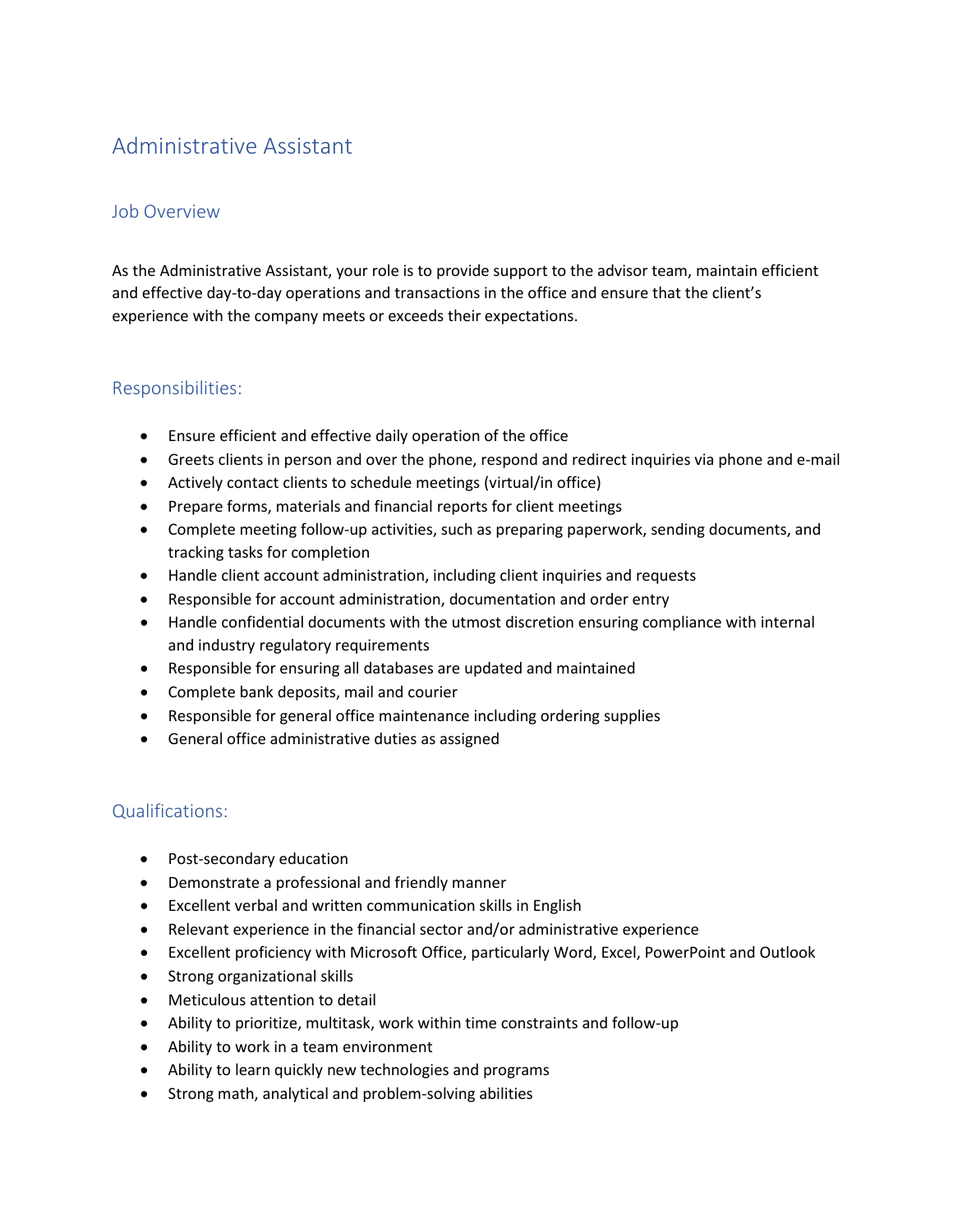# Administrative Assistant

## Job Overview

As the Administrative Assistant, your role is to provide support to the advisor team, maintain efficient and effective day-to-day operations and transactions in the office and ensure that the client's experience with the company meets or exceeds their expectations.

## Responsibilities:

- Ensure efficient and effective daily operation of the office
- Greets clients in person and over the phone, respond and redirect inquiries via phone and e-mail
- Actively contact clients to schedule meetings (virtual/in office)
- Prepare forms, materials and financial reports for client meetings
- Complete meeting follow-up activities, such as preparing paperwork, sending documents, and tracking tasks for completion
- Handle client account administration, including client inquiries and requests
- Responsible for account administration, documentation and order entry
- Handle confidential documents with the utmost discretion ensuring compliance with internal and industry regulatory requirements
- Responsible for ensuring all databases are updated and maintained
- Complete bank deposits, mail and courier
- Responsible for general office maintenance including ordering supplies
- General office administrative duties as assigned

## Qualifications:

- Post-secondary education
- Demonstrate a professional and friendly manner
- Excellent verbal and written communication skills in English
- Relevant experience in the financial sector and/or administrative experience
- Excellent proficiency with Microsoft Office, particularly Word, Excel, PowerPoint and Outlook
- Strong organizational skills
- Meticulous attention to detail
- Ability to prioritize, multitask, work within time constraints and follow-up
- Ability to work in a team environment
- Ability to learn quickly new technologies and programs
- Strong math, analytical and problem-solving abilities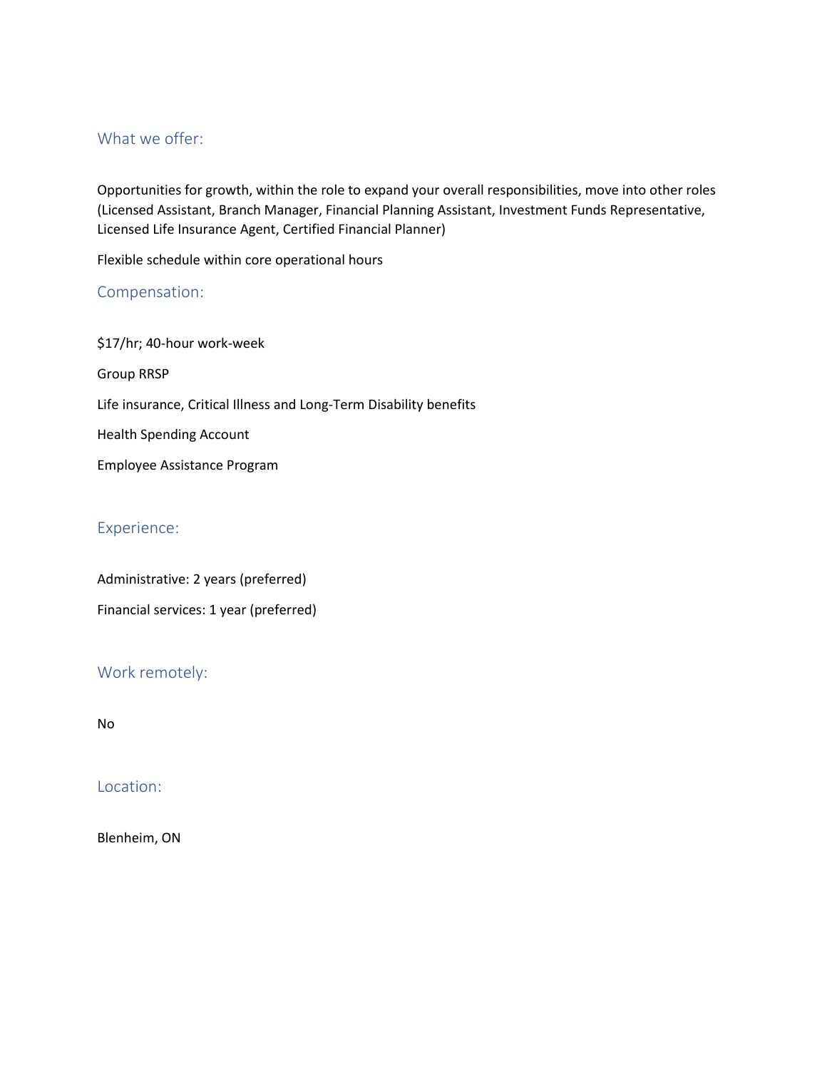## What we offer:

Opportunities for growth, within the role to expand your overall responsibilities, move into other roles (Licensed Assistant, Branch Manager, Financial Planning Assistant, Investment Funds Representative, Licensed Life Insurance Agent, Certified Financial Planner)

Flexible schedule within core operational hours

## Compensation:

$17/hr; 40-hour work-week

Group RRSP

Life insurance, Critical Illness and Long-Term Disability benefits

Health Spending Account

Employee Assistance Program

## Experience:

Administrative: 2 years (preferred)

Financial services: 1 year (preferred)

## Work remotely:

No

## Location:

Blenheim, ON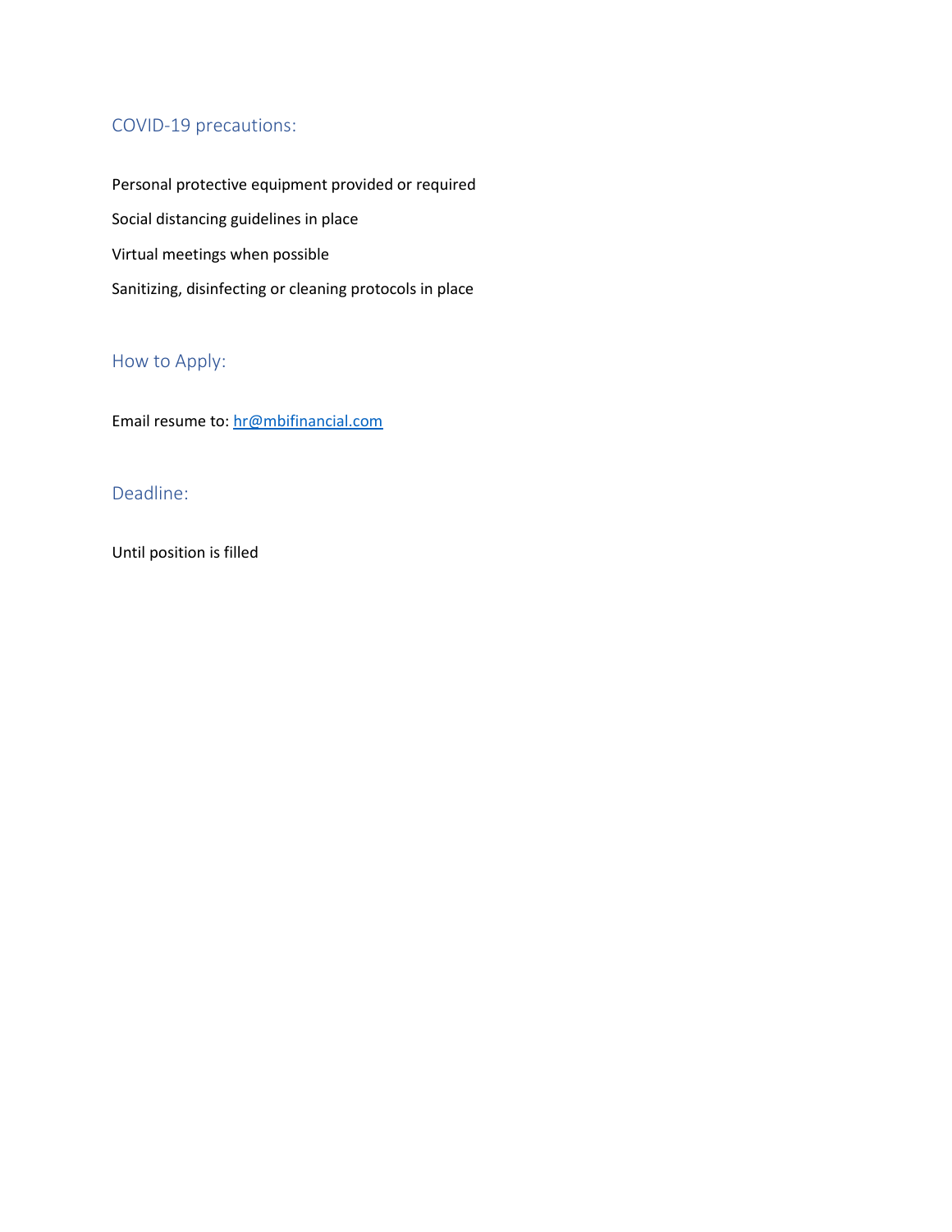## COVID-19 precautions:

Personal protective equipment provided or required

Social distancing guidelines in place

Virtual meetings when possible

Sanitizing, disinfecting or cleaning protocols in place

## How to Apply:

Email resume to: hr@mbifinancial.com

## Deadline:

Until position is filled